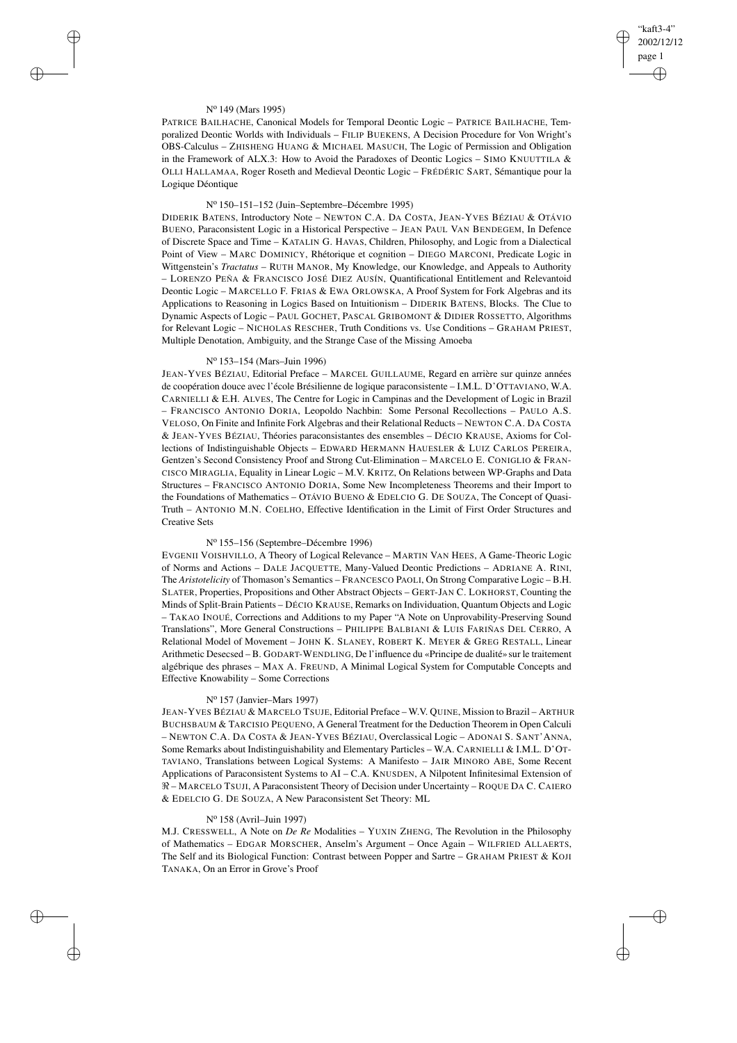N° 149 (Mars 1995)

PATRICE BAILHACHE, Canonical Models for Temporal Deontic Logic – PATRICE BAILHACHE, Temporalized Deontic Worlds with Individuals – FILIP BUEKENS, A Decision Procedure for Von Wright's OBS-Calculus – ZHISHENG HUANG & MICHAEL MASUCH, The Logic of Permission and Obligation in the Framework of ALX.3: How to Avoid the Paradoxes of Deontic Logics – SIMO KNUUTTILA & OLLI HALLAMAA, Roger Roseth and Medieval Deontic Logic – FRÉDÉRIC SART, Sémantique pour la Logique Déontique

N° 150–151–152 (Juin–Septembre–Décembre 1995)

DIDERIK BATENS, Introductory Note – NEWTON C.A. DA COSTA, JEAN-YVES BÉZIAU & OTÁVIO BUENO, Paraconsistent Logic in a Historical Perspective – JEAN PAUL VAN BENDEGEM, In Defence of Discrete Space and Time – KATALIN G. HAVAS, Children, Philosophy, and Logic from a Dialectical Point of View – MARC DOMINICY, Rhétorique et cognition – DIEGO MARCONI, Predicate Logic in Wittgenstein's *Tractatus* – RUTH MANOR, My Knowledge, our Knowledge, and Appeals to Authority – LORENZO PEÑA & FRANCISCO JOSÉ DIEZ AUSÍN, Quantificational Entitlement and Relevantoid Deontic Logic – MARCELLO F. FRIAS & EWA ORLOWSKA, A Proof System for Fork Algebras and its Applications to Reasoning in Logics Based on Intuitionism – DIDERIK BATENS, Blocks. The Clue to Dynamic Aspects of Logic – PAUL GOCHET, PASCAL GRIBOMONT & DIDIER ROSSETTO, Algorithms for Relevant Logic – NICHOLAS RESCHER, Truth Conditions vs. Use Conditions – GRAHAM PRIEST, Multiple Denotation, Ambiguity, and the Strange Case of the Missing Amoeba

N° 153–154 (Mars–Juin 1996)

JEAN-YVES BÉZIAU, Editorial Preface – MARCEL GUILLAUME, Regard en arrière sur quinze années de coopération douce avec l'école Brésilienne de logique paraconsistente – I.M.L. D'OTTAVIANO, W.A. CARNIELLI & E.H. ALVES, The Centre for Logic in Campinas and the Development of Logic in Brazil – FRANCISCO ANTONIO DORIA, Leopoldo Nachbin: Some Personal Recollections – PAULO A.S. VELOSO, On Finite and Infinite Fork Algebras and their Relational Reducts – NEWTON C.A. DA COSTA & JEAN-YVES BÉZIAU, Théories paraconsistantes des ensembles – DÉCIO KRAUSE, Axioms for Collections of Indistinguishable Objects – EDWARD HERMANN HAUESLER & LUIZ CARLOS PEREIRA, Gentzen's Second Consistency Proof and Strong Cut-Elimination – MARCELO E. CONIGLIO & FRANCISCO MIRAGLIA, Equality in Linear Logic – M.V. KRITZ, On Relations between WP-Graphs and Data Structures – FRANCISCO ANTONIO DORIA, Some New Incompleteness Theorems and their Import to the Foundations of Mathematics – OTÁVIO BUENO & EDELCIO G. DE SOUZA, The Concept of Quasi-Truth – ANTONIO M.N. COELHO, Effective Identification in the Limit of First Order Structures and Creative Sets

N° 155–156 (Septembre–Décembre 1996)

EVGENII VOISHVILLO, A Theory of Logical Relevance – MARTIN VAN HEES, A Game-Theoric Logic of Norms and Actions – DALE JACQUETTE, Many-Valued Deontic Predictions – ADRIANE A. RINI, The *Aristotelicity* of Thomason's Semantics – FRANCESCO PAOLI, On Strong Comparative Logic – B.H. SLATER, Properties, Propositions and Other Abstract Objects – GERT-JAN C. LOKHORST, Counting the Minds of Split-Brain Patients – DÉCIO KRAUSE, Remarks on Individuation, Quantum Objects and Logic – TAKAO INOUÉ, Corrections and Additions to my Paper "A Note on Unprovability-Preserving Sound Translations", More General Constructions – PHILIPPE BALBIANI & LUIS FARIÑAS DEL CERRO, A Relational Model of Movement – JOHN K. SLANEY, ROBERT K. MEYER & GREG RESTALL, Linear Arithmetic Desecsed – B. GODART-WENDLING, De l'influence du «Principe de dualité» sur le traitement algébrique des phrases – MAX A. FREUND, A Minimal Logical System for Computable Concepts and Effective Knowability – Some Corrections

N° 157 (Janvier–Mars 1997)

JEAN-YVES BÉZIAU & MARCELO TSUJE, Editorial Preface – W.V. QUINE, Mission to Brazil – ARTHUR BUCHSBAUM & TARCISIO PEQUENO, A General Treatment for the Deduction Theorem in Open Calculi – NEWTON C.A. DA COSTA & JEAN-YVES BÉZIAU, Overclassical Logic – ADONAI S. SANT'ANNA, Some Remarks about Indistinguishability and Elementary Particles – W.A. CARNIELLI & I.M.L. D'OTTAVIANO, Translations between Logical Systems: A Manifesto – JAIR MINORO ABE, Some Recent Applications of Paraconsistent Systems to AI – C.A. KNUSDEN, A Nilpotent Infinitesimal Extension of $\Re$ – MARCELO TSUJI, A Paraconsistent Theory of Decision under Uncertainty – ROQUE DA C. CAIERO & EDELCIO G. DE SOUZA, A New Paraconsistent Set Theory: ML

N° 158 (Avril–Juin 1997)

M.J. CRESSWELL, A Note on *De Re* Modalities – YUXIN ZHENG, The Revolution in the Philosophy of Mathematics – EDGAR MORSCHER, Anselm's Argument – Once Again – WILFRIED ALLAERTS, The Self and its Biological Function: Contrast between Popper and Sartre – GRAHAM PRIEST & KOJI TANAKA, On an Error in Grove's Proof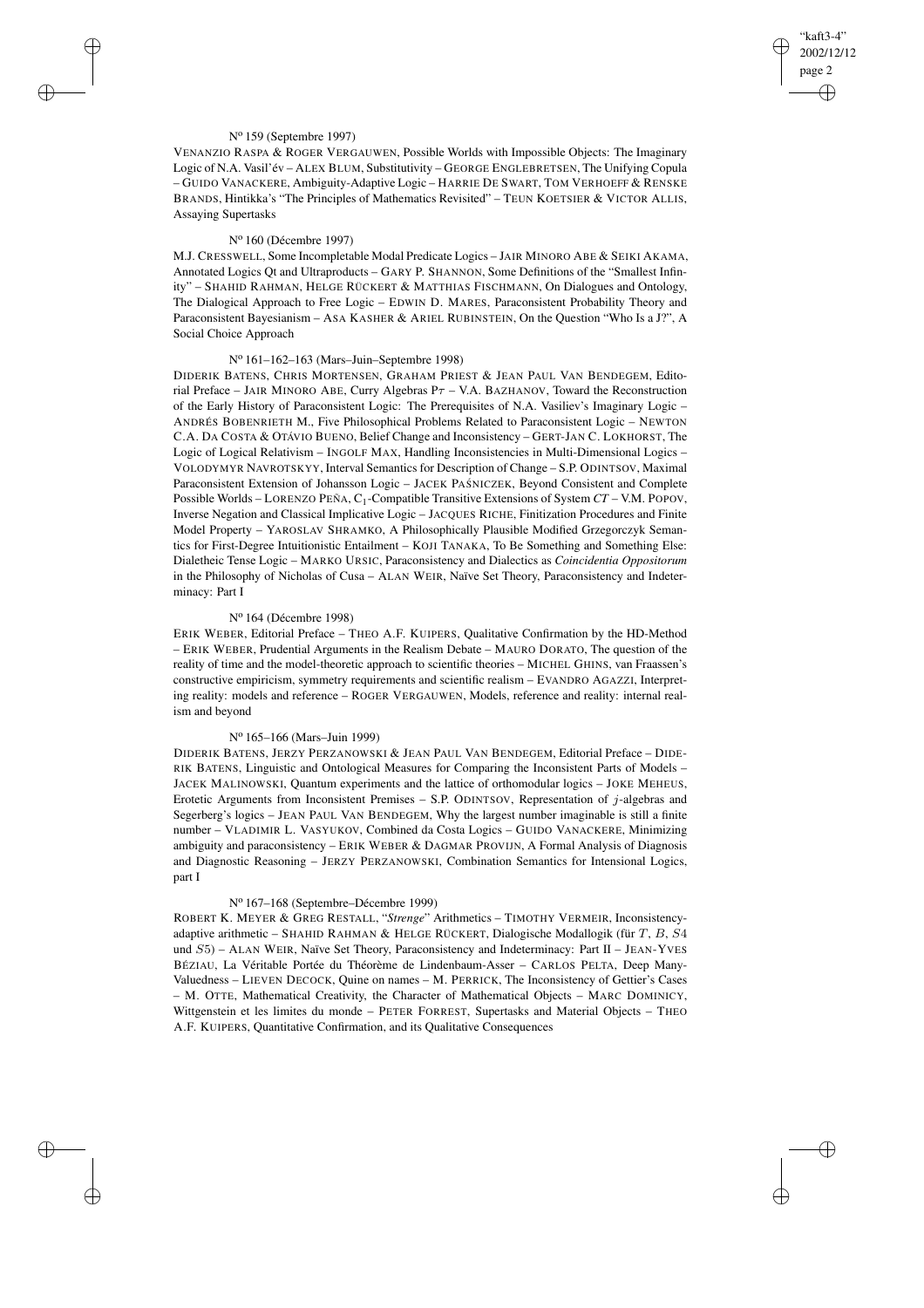N° 159 (Septembre 1997)

VENANZIO RASPA & ROGER VERGAUWEN, Possible Worlds with Impossible Objects: The Imaginary Logic of N.A. Vasil'év – ALEX BLUM, Substitutivity – GEORGE ENGLEBRETSEN, The Unifying Copula – GUIDO VANACKERE, Ambiguity-Adaptive Logic – HARRIE DE SWART, TOM VERHOEFF & RENSKE BRANDS, Hintikka's "The Principles of Mathematics Revisited" – TEUN KOETSIER & VICTOR ALLIS, Assaying Supertasks

N° 160 (Décembre 1997)

M.J. CRESSWELL, Some Incompletable Modal Predicate Logics – JAIR MINORO ABE & SEIKI AKAMA, Annotated Logics Qt and Ultraproducts – GARY P. SHANNON, Some Definitions of the "Smallest Infinity" – SHAHID RAHMAN, HELGE RÜCKERT & MATTHIAS FISCHMANN, On Dialogues and Ontology, The Dialogical Approach to Free Logic – EDWIN D. MARES, Paraconsistent Probability Theory and Paraconsistent Bayesianism – ASA KASHER & ARIEL RUBINSTEIN, On the Question "Who Is a J?", A Social Choice Approach

N° 161–162–163 (Mars–Juin–Septembre 1998)

DIDERIK BATENS, CHRIS MORTENSEN, GRAHAM PRIEST & JEAN PAUL VAN BENDEGEM, Editorial Preface – JAIR MINORO ABE, Curry Algebras $P\tau$ – V.A. BAZHANOV, Toward the Reconstruction of the Early History of Paraconsistent Logic: The Prerequisites of N.A. Vasiliev's Imaginary Logic – ANDRÉS BOBENRIETH M., Five Philosophical Problems Related to Paraconsistent Logic – NEWTON C.A. DA COSTA & OTÁVIO BUENO, Belief Change and Inconsistency – GERT-JAN C. LOKHORST, The Logic of Logical Relativism – INGOLF MAX, Handling Inconsistencies in Multi-Dimensional Logics – VOLODYMYR NAVROTSKYY, Interval Semantics for Description of Change – S.P. ODINTSOV, Maximal Paraconsistent Extension of Johansson Logic – JACEK PAŚNICZEK, Beyond Consistent and Complete Possible Worlds – LORENZO PEÑA, $C_1$-Compatible Transitive Extensions of System *CT* – V.M. POPOV, Inverse Negation and Classical Implicative Logic – JACQUES RICHE, Finitization Procedures and Finite Model Property – YAROSLAV SHRAMKO, A Philosophically Plausible Modified Grzegorczyk Semantics for First-Degree Intuitionistic Entailment – KOJI TANAKA, To Be Something and Something Else: Dialetheic Tense Logic – MARKO URSIC, Paraconsistency and Dialectics as *Coincidentia Oppositorum* in the Philosophy of Nicholas of Cusa – ALAN WEIR, Naïve Set Theory, Paraconsistency and Indeterminacy: Part I

N° 164 (Décembre 1998)

ERIK WEBER, Editorial Preface – THEO A.F. KUIPERS, Qualitative Confirmation by the HD-Method – ERIK WEBER, Prudential Arguments in the Realism Debate – MAURO DORATO, The question of the reality of time and the model-theoretic approach to scientific theories – MICHEL GHINS, van Fraassen's constructive empiricism, symmetry requirements and scientific realism – EVANDRO AGAZZI, Interpreting reality: models and reference – ROGER VERGAUWEN, Models, reference and reality: internal realism and beyond

N° 165–166 (Mars–Juin 1999)

DIDERIK BATENS, JERZY PERZANOWSKI & JEAN PAUL VAN BENDEGEM, Editorial Preface – DIDERIK BATENS, Linguistic and Ontological Measures for Comparing the Inconsistent Parts of Models – JACEK MALINOWSKI, Quantum experiments and the lattice of orthomodular logics – JOKE MEHEUS, Erotetic Arguments from Inconsistent Premises – S.P. ODINTSOV, Representation of $j$-algebras and Segerberg's logics – JEAN PAUL VAN BENDEGEM, Why the largest number imaginable is still a finite number – VLADIMIR L. VASYUKOV, Combined da Costa Logics – GUIDO VANACKERE, Minimizing ambiguity and paraconsistency – ERIK WEBER & DAGMAR PROVIJN, A Formal Analysis of Diagnosis and Diagnostic Reasoning – JERZY PERZANOWSKI, Combination Semantics for Intensional Logics, part I

N° 167–168 (Septembre–Décembre 1999)

ROBERT K. MEYER & GREG RESTALL, "*Strenge*" Arithmetics – TIMOTHY VERMEIR, Inconsistency-adaptive arithmetic – SHAHID RAHMAN & HELGE RÜCKERT, Dialogische Modallogik (für $T$, $B$, $S4$ und $S5$) – ALAN WEIR, Naïve Set Theory, Paraconsistency and Indeterminacy: Part II – JEAN-YVES BÉZIAU, La Véritable Portée du Théorème de Lindenbaum-Asser – CARLOS PELTA, Deep Many-Valuedness – LIEVEN DECOCK, Quine on names – M. PERRICK, The Inconsistency of Gettier's Cases – M. OTTE, Mathematical Creativity, the Character of Mathematical Objects – MARC DOMINICY, Wittgenstein et les limites du monde – PETER FORREST, Supertasks and Material Objects – THEO A.F. KUIPERS, Quantitative Confirmation, and its Qualitative Consequences